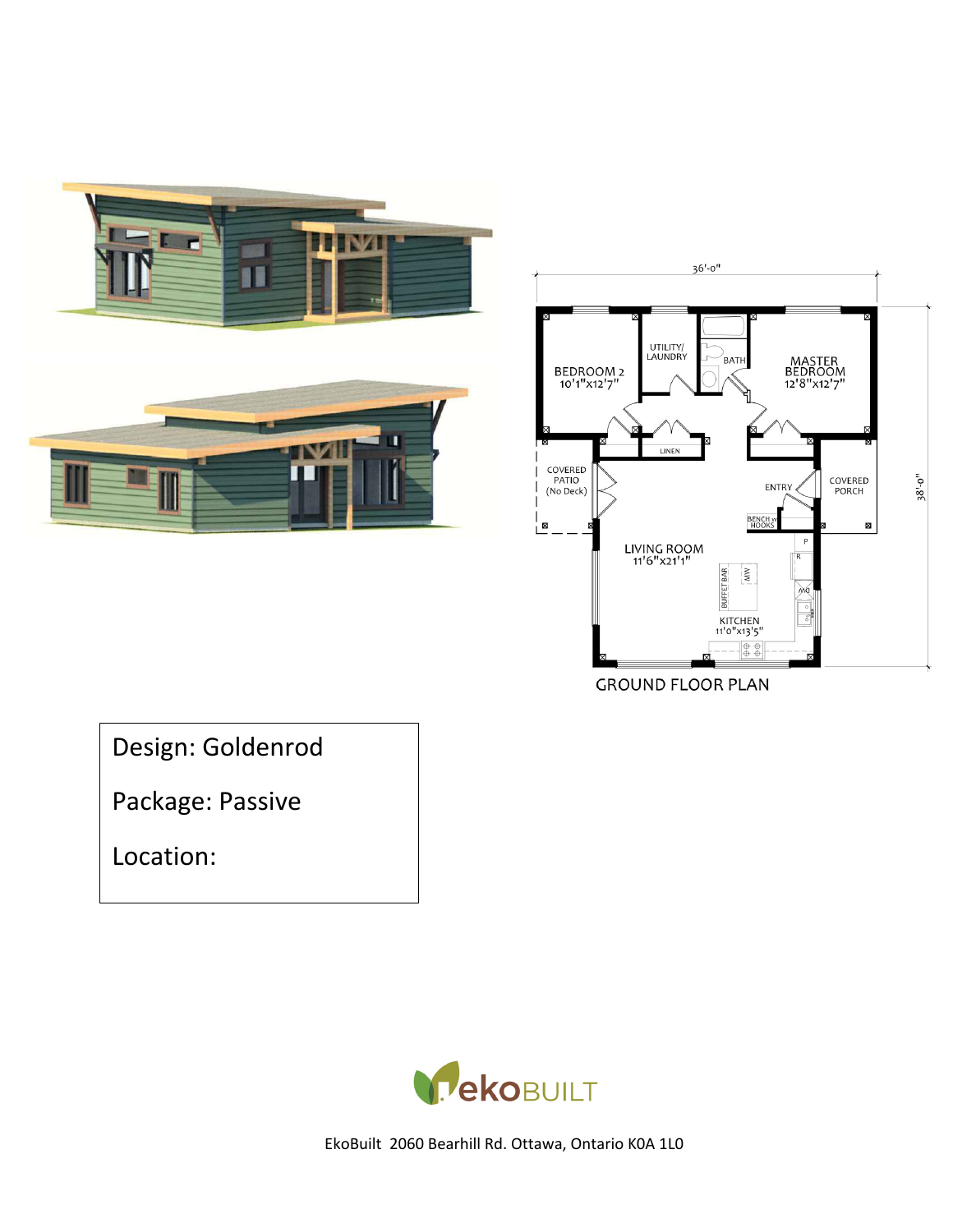GROUND FLOOR PLAN

36'-0"

38'-0"

BEDROOM 2
10'1"x12'7"

UTILITY/
LAUNDRY

BATH

MASTER
BEDROOM
12'8"x12'7"

LINEN

COVERED
PATIO
(No Deck)

ENTRY

COVERED
PORCH

BENCH W/
HOOKS

LIVING ROOM
11'6"x21'1"

BUFFET BAR

MW

KITCHEN
11'0"x13'5"

Design: Goldenrod

Package: Passive

Location:

ekoBUILT

EkoBuilt 2060 Bearhill Rd. Ottawa, Ontario K0A 1L0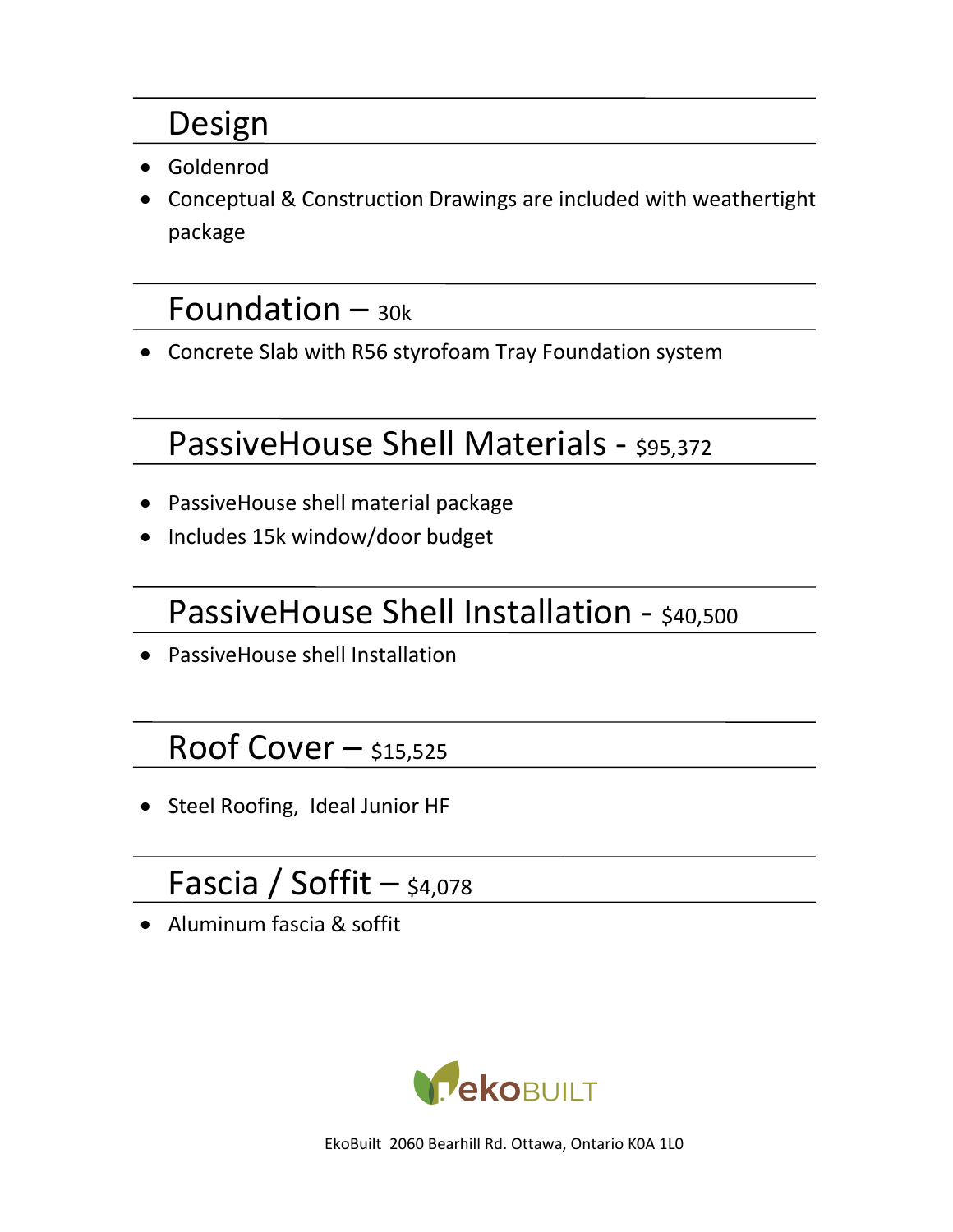## Design

- Goldenrod
- Conceptual & Construction Drawings are included with weathertight package

## Foundation – 30k

- Concrete Slab with R56 styrofoam Tray Foundation system

## PassiveHouse Shell Materials - $95,372

- PassiveHouse shell material package
- Includes 15k window/door budget

## PassiveHouse Shell Installation - $40,500

- PassiveHouse shell Installation

## Roof Cover – $15,525

- Steel Roofing, Ideal Junior HF

## Fascia / Soffit – $4,078

- Aluminum fascia & soffit

ekoBUILT

EkoBuilt 2060 Bearhill Rd. Ottawa, Ontario K0A 1L0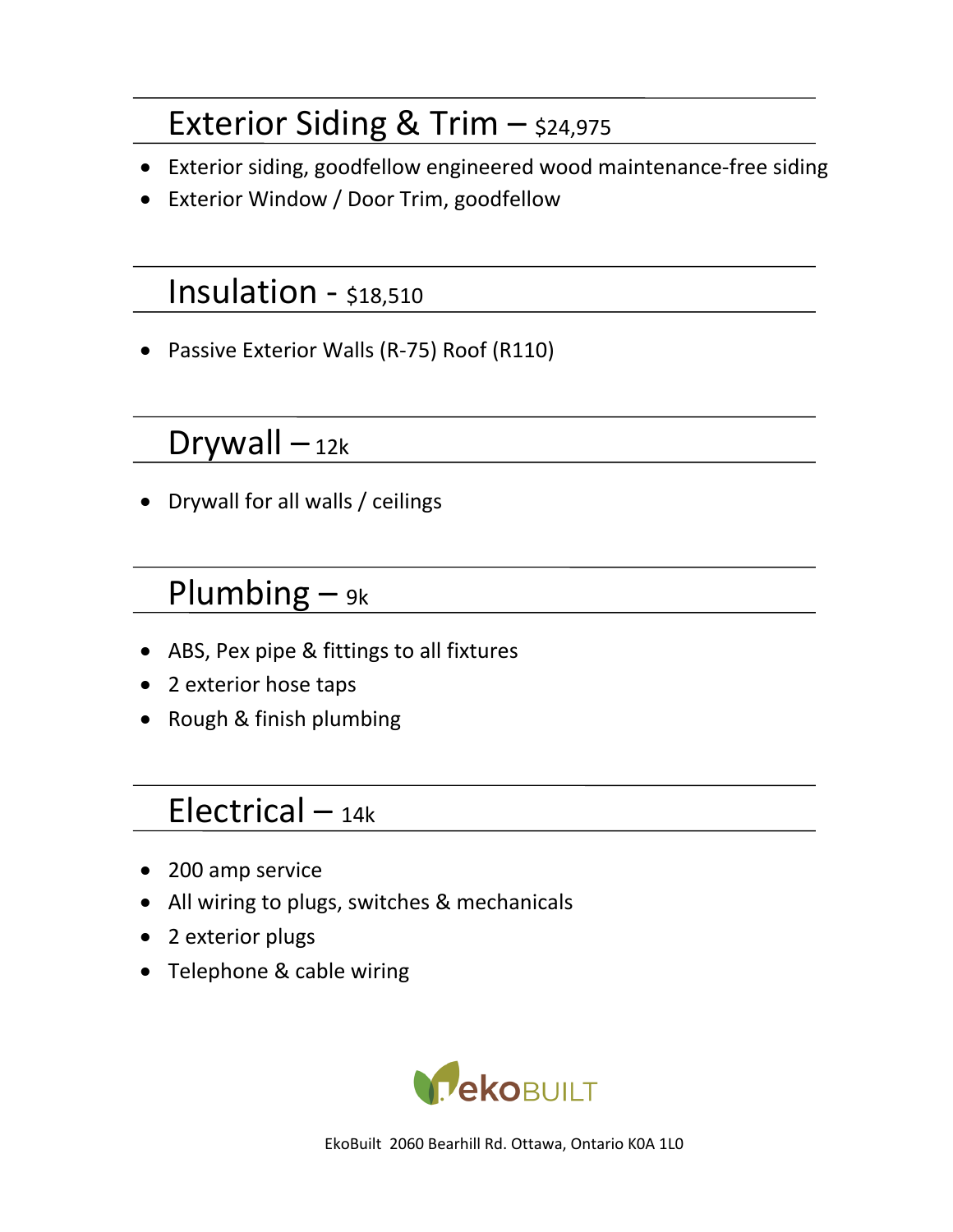## Exterior Siding & Trim – $24,975

- Exterior siding, goodfellow engineered wood maintenance-free siding
- Exterior Window / Door Trim, goodfellow

## Insulation - $18,510

- Passive Exterior Walls (R-75) Roof (R110)

## Drywall – 12k

- Drywall for all walls / ceilings

## Plumbing – 9k

- ABS, Pex pipe & fittings to all fixtures
- 2 exterior hose taps
- Rough & finish plumbing

## Electrical – 14k

- 200 amp service
- All wiring to plugs, switches & mechanicals
- 2 exterior plugs
- Telephone & cable wiring

ekoBUILT

EkoBuilt 2060 Bearhill Rd. Ottawa, Ontario K0A 1L0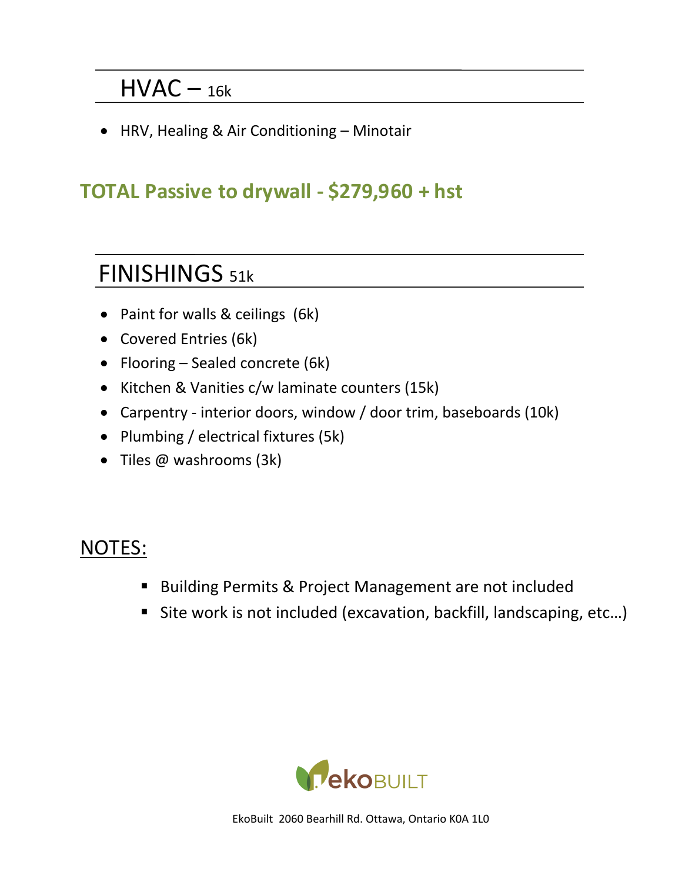## HVAC – 16k

- HRV, Healing & Air Conditioning – Minotair

**TOTAL Passive to drywall - $279,960 + hst**

## FINISHINGS 51k

- Paint for walls & ceilings (6k)
- Covered Entries (6k)
- Flooring – Sealed concrete (6k)
- Kitchen & Vanities c/w laminate counters (15k)
- Carpentry - interior doors, window / door trim, baseboards (10k)
- Plumbing / electrical fixtures (5k)
- Tiles @ washrooms (3k)

NOTES:

- Building Permits & Project Management are not included
- Site work is not included (excavation, backfill, landscaping, etc…)

ekoBUILT

EkoBuilt 2060 Bearhill Rd. Ottawa, Ontario K0A 1L0